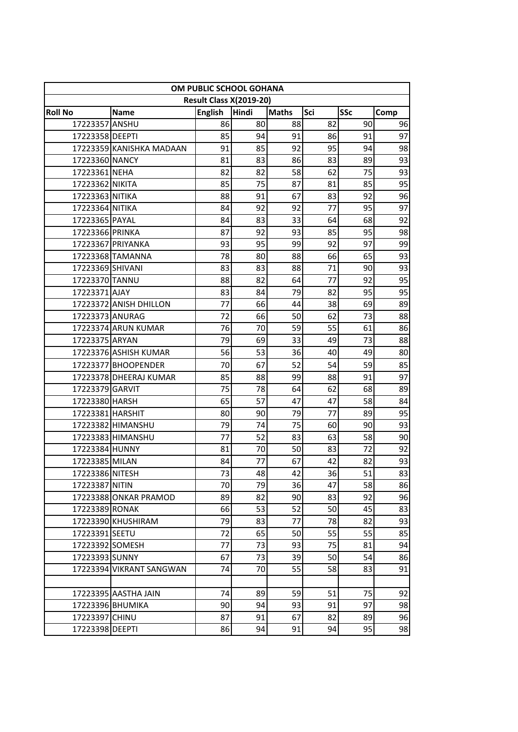| OM PUBLIC SCHOOL GOHANA | | | | | | | |
|---|---|---|---|---|---|---|---|
| Result Class X(2019-20) | | | | | | | |
| **Roll No** | **Name** | **English** | **Hindi** | **Maths** | **Sci** | **SSc** | **Comp** |
| 17223357 | ANSHU | 86 | 80 | 88 | 82 | 90 | 96 |
| 17223358 | DEEPTI | 85 | 94 | 91 | 86 | 91 | 97 |
| 17223359 | KANISHKA MADAAN | 91 | 85 | 92 | 95 | 94 | 98 |
| 17223360 | NANCY | 81 | 83 | 86 | 83 | 89 | 93 |
| 17223361 | NEHA | 82 | 82 | 58 | 62 | 75 | 93 |
| 17223362 | NIKITA | 85 | 75 | 87 | 81 | 85 | 95 |
| 17223363 | NITIKA | 88 | 91 | 67 | 83 | 92 | 96 |
| 17223364 | NITIKA | 84 | 92 | 92 | 77 | 95 | 97 |
| 17223365 | PAYAL | 84 | 83 | 33 | 64 | 68 | 92 |
| 17223366 | PRINKA | 87 | 92 | 93 | 85 | 95 | 98 |
| 17223367 | PRIYANKA | 93 | 95 | 99 | 92 | 97 | 99 |
| 17223368 | TAMANNA | 78 | 80 | 88 | 66 | 65 | 93 |
| 17223369 | SHIVANI | 83 | 83 | 88 | 71 | 90 | 93 |
| 17223370 | TANNU | 88 | 82 | 64 | 77 | 92 | 95 |
| 17223371 | AJAY | 83 | 84 | 79 | 82 | 95 | 95 |
| 17223372 | ANISH DHILLON | 77 | 66 | 44 | 38 | 69 | 89 |
| 17223373 | ANURAG | 72 | 66 | 50 | 62 | 73 | 88 |
| 17223374 | ARUN KUMAR | 76 | 70 | 59 | 55 | 61 | 86 |
| 17223375 | ARYAN | 79 | 69 | 33 | 49 | 73 | 88 |
| 17223376 | ASHISH KUMAR | 56 | 53 | 36 | 40 | 49 | 80 |
| 17223377 | BHOOPENDER | 70 | 67 | 52 | 54 | 59 | 85 |
| 17223378 | DHEERAJ KUMAR | 85 | 88 | 99 | 88 | 91 | 97 |
| 17223379 | GARVIT | 75 | 78 | 64 | 62 | 68 | 89 |
| 17223380 | HARSH | 65 | 57 | 47 | 47 | 58 | 84 |
| 17223381 | HARSHIT | 80 | 90 | 79 | 77 | 89 | 95 |
| 17223382 | HIMANSHU | 79 | 74 | 75 | 60 | 90 | 93 |
| 17223383 | HIMANSHU | 77 | 52 | 83 | 63 | 58 | 90 |
| 17223384 | HUNNY | 81 | 70 | 50 | 83 | 72 | 92 |
| 17223385 | MILAN | 84 | 77 | 67 | 42 | 82 | 93 |
| 17223386 | NITESH | 73 | 48 | 42 | 36 | 51 | 83 |
| 17223387 | NITIN | 70 | 79 | 36 | 47 | 58 | 86 |
| 17223388 | ONKAR PRAMOD | 89 | 82 | 90 | 83 | 92 | 96 |
| 17223389 | RONAK | 66 | 53 | 52 | 50 | 45 | 83 |
| 17223390 | KHUSHIRAM | 79 | 83 | 77 | 78 | 82 | 93 |
| 17223391 | SEETU | 72 | 65 | 50 | 55 | 55 | 85 |
| 17223392 | SOMESH | 77 | 73 | 93 | 75 | 81 | 94 |
| 17223393 | SUNNY | 67 | 73 | 39 | 50 | 54 | 86 |
| 17223394 | VIKRANT SANGWAN | 74 | 70 | 55 | 58 | 83 | 91 |
| | | | | | | | |
| 17223395 | AASTHA JAIN | 74 | 89 | 59 | 51 | 75 | 92 |
| 17223396 | BHUMIKA | 90 | 94 | 93 | 91 | 97 | 98 |
| 17223397 | CHINU | 87 | 91 | 67 | 82 | 89 | 96 |
| 17223398 | DEEPTI | 86 | 94 | 91 | 94 | 95 | 98 |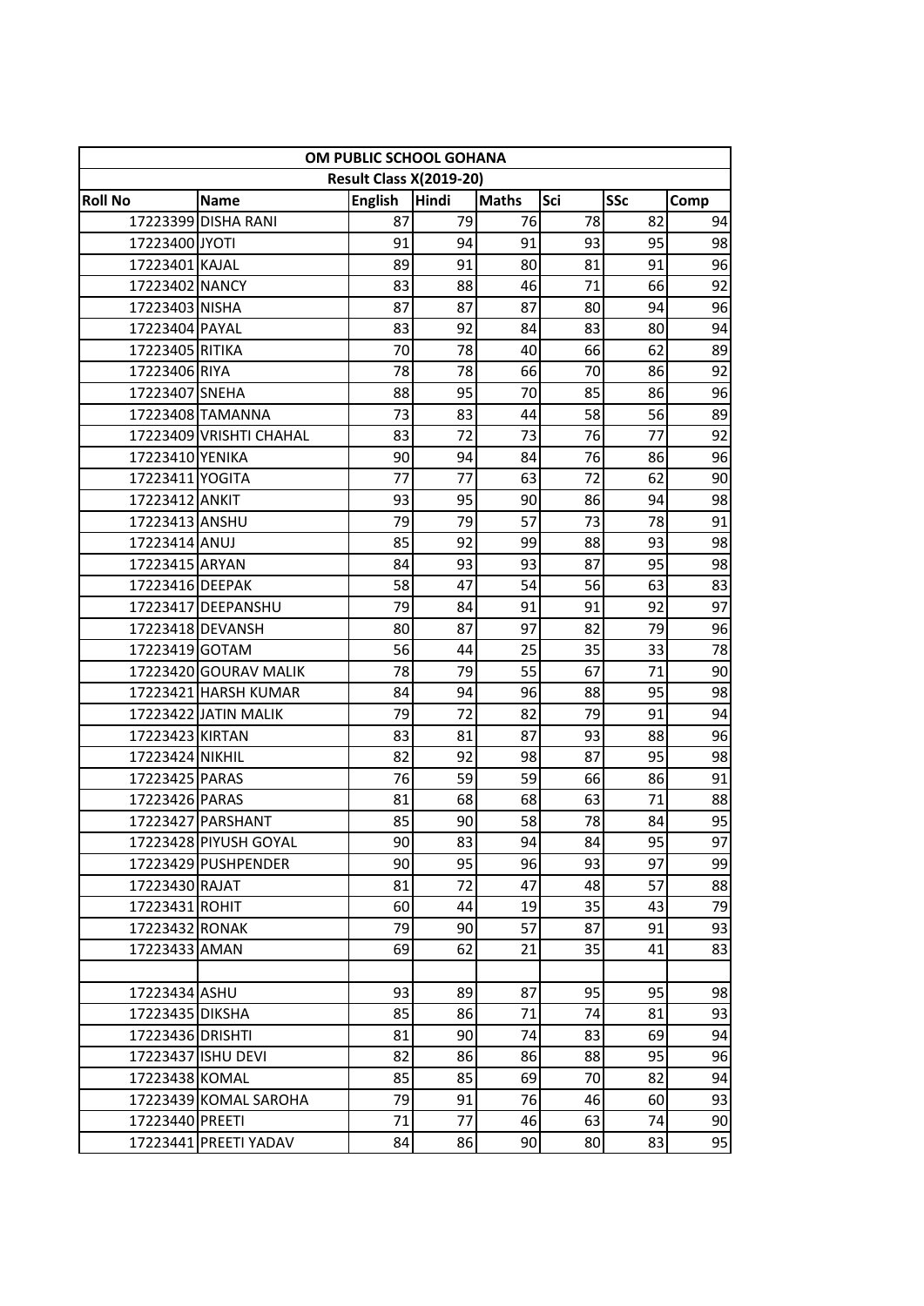| OM PUBLIC SCHOOL GOHANA | | | | | | | |
|---|---|---|---|---|---|---|---|
| Result Class X(2019-20) | | | | | | | |
| **Roll No** | **Name** | **English** | **Hindi** | **Maths** | **Sci** | **SSc** | **Comp** |
| 17223399 | DISHA RANI | 87 | 79 | 76 | 78 | 82 | 94 |
| 17223400 | JYOTI | 91 | 94 | 91 | 93 | 95 | 98 |
| 17223401 | KAJAL | 89 | 91 | 80 | 81 | 91 | 96 |
| 17223402 | NANCY | 83 | 88 | 46 | 71 | 66 | 92 |
| 17223403 | NISHA | 87 | 87 | 87 | 80 | 94 | 96 |
| 17223404 | PAYAL | 83 | 92 | 84 | 83 | 80 | 94 |
| 17223405 | RITIKA | 70 | 78 | 40 | 66 | 62 | 89 |
| 17223406 | RIYA | 78 | 78 | 66 | 70 | 86 | 92 |
| 17223407 | SNEHA | 88 | 95 | 70 | 85 | 86 | 96 |
| 17223408 | TAMANNA | 73 | 83 | 44 | 58 | 56 | 89 |
| 17223409 | VRISHTI CHAHAL | 83 | 72 | 73 | 76 | 77 | 92 |
| 17223410 | YENIKA | 90 | 94 | 84 | 76 | 86 | 96 |
| 17223411 | YOGITA | 77 | 77 | 63 | 72 | 62 | 90 |
| 17223412 | ANKIT | 93 | 95 | 90 | 86 | 94 | 98 |
| 17223413 | ANSHU | 79 | 79 | 57 | 73 | 78 | 91 |
| 17223414 | ANUJ | 85 | 92 | 99 | 88 | 93 | 98 |
| 17223415 | ARYAN | 84 | 93 | 93 | 87 | 95 | 98 |
| 17223416 | DEEPAK | 58 | 47 | 54 | 56 | 63 | 83 |
| 17223417 | DEEPANSHU | 79 | 84 | 91 | 91 | 92 | 97 |
| 17223418 | DEVANSH | 80 | 87 | 97 | 82 | 79 | 96 |
| 17223419 | GOTAM | 56 | 44 | 25 | 35 | 33 | 78 |
| 17223420 | GOURAV MALIK | 78 | 79 | 55 | 67 | 71 | 90 |
| 17223421 | HARSH KUMAR | 84 | 94 | 96 | 88 | 95 | 98 |
| 17223422 | JATIN MALIK | 79 | 72 | 82 | 79 | 91 | 94 |
| 17223423 | KIRTAN | 83 | 81 | 87 | 93 | 88 | 96 |
| 17223424 | NIKHIL | 82 | 92 | 98 | 87 | 95 | 98 |
| 17223425 | PARAS | 76 | 59 | 59 | 66 | 86 | 91 |
| 17223426 | PARAS | 81 | 68 | 68 | 63 | 71 | 88 |
| 17223427 | PARSHANT | 85 | 90 | 58 | 78 | 84 | 95 |
| 17223428 | PIYUSH GOYAL | 90 | 83 | 94 | 84 | 95 | 97 |
| 17223429 | PUSHPENDER | 90 | 95 | 96 | 93 | 97 | 99 |
| 17223430 | RAJAT | 81 | 72 | 47 | 48 | 57 | 88 |
| 17223431 | ROHIT | 60 | 44 | 19 | 35 | 43 | 79 |
| 17223432 | RONAK | 79 | 90 | 57 | 87 | 91 | 93 |
| 17223433 | AMAN | 69 | 62 | 21 | 35 | 41 | 83 |
| | | | | | | | |
| 17223434 | ASHU | 93 | 89 | 87 | 95 | 95 | 98 |
| 17223435 | DIKSHA | 85 | 86 | 71 | 74 | 81 | 93 |
| 17223436 | DRISHTI | 81 | 90 | 74 | 83 | 69 | 94 |
| 17223437 | ISHU DEVI | 82 | 86 | 86 | 88 | 95 | 96 |
| 17223438 | KOMAL | 85 | 85 | 69 | 70 | 82 | 94 |
| 17223439 | KOMAL SAROHA | 79 | 91 | 76 | 46 | 60 | 93 |
| 17223440 | PREETI | 71 | 77 | 46 | 63 | 74 | 90 |
| 17223441 | PREETI YADAV | 84 | 86 | 90 | 80 | 83 | 95 |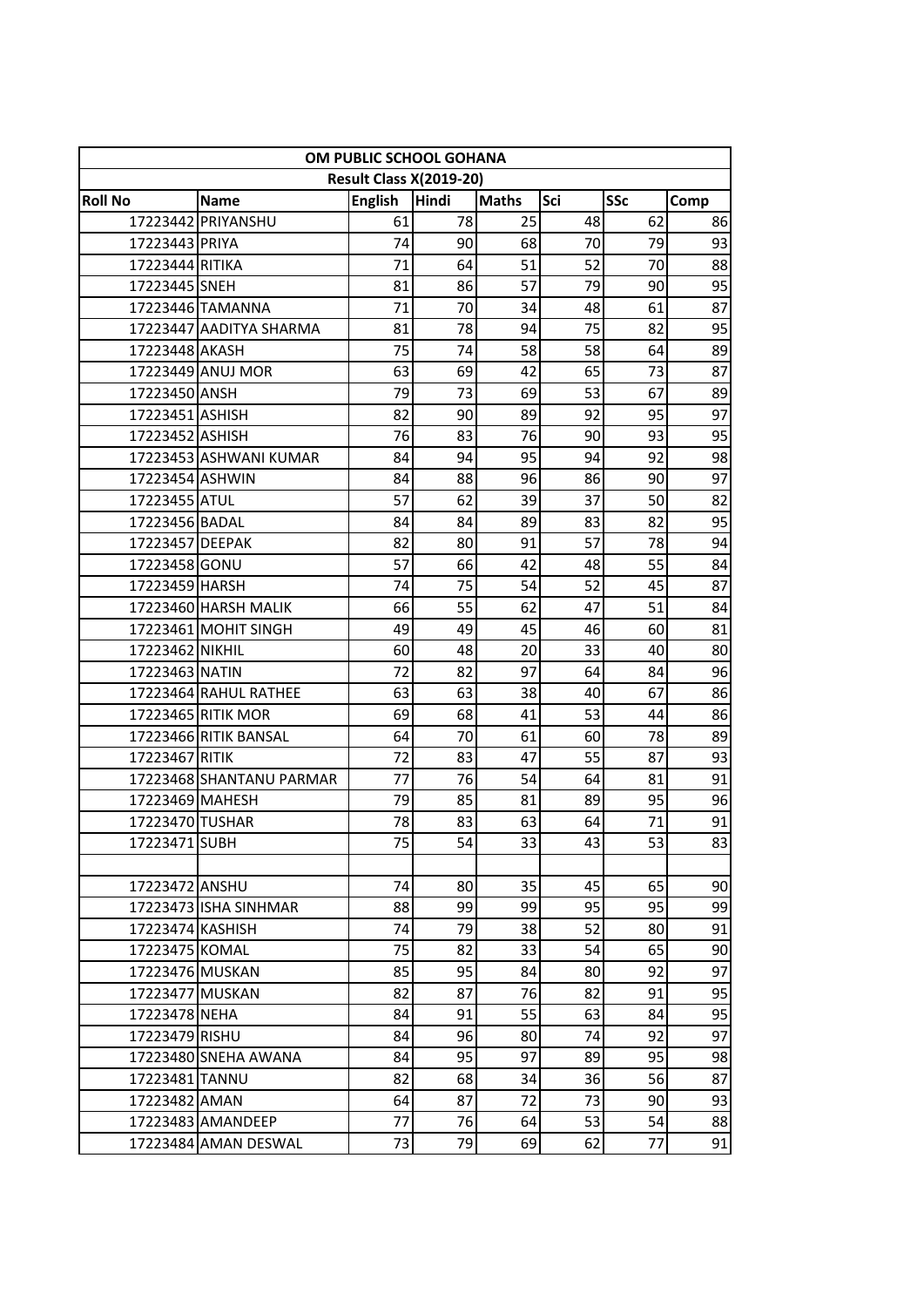| OM PUBLIC SCHOOL GOHANA | | | | | | | |
|---|---|---|---|---|---|---|---|
| Result Class X(2019-20) | | | | | | | |
| Roll No | Name | English | Hindi | Maths | Sci | SSc | Comp |
| 17223442 | PRIYANSHU | 61 | 78 | 25 | 48 | 62 | 86 |
| 17223443 | PRIYA | 74 | 90 | 68 | 70 | 79 | 93 |
| 17223444 | RITIKA | 71 | 64 | 51 | 52 | 70 | 88 |
| 17223445 | SNEH | 81 | 86 | 57 | 79 | 90 | 95 |
| 17223446 | TAMANNA | 71 | 70 | 34 | 48 | 61 | 87 |
| 17223447 | AADITYA SHARMA | 81 | 78 | 94 | 75 | 82 | 95 |
| 17223448 | AKASH | 75 | 74 | 58 | 58 | 64 | 89 |
| 17223449 | ANUJ MOR | 63 | 69 | 42 | 65 | 73 | 87 |
| 17223450 | ANSH | 79 | 73 | 69 | 53 | 67 | 89 |
| 17223451 | ASHISH | 82 | 90 | 89 | 92 | 95 | 97 |
| 17223452 | ASHISH | 76 | 83 | 76 | 90 | 93 | 95 |
| 17223453 | ASHWANI KUMAR | 84 | 94 | 95 | 94 | 92 | 98 |
| 17223454 | ASHWIN | 84 | 88 | 96 | 86 | 90 | 97 |
| 17223455 | ATUL | 57 | 62 | 39 | 37 | 50 | 82 |
| 17223456 | BADAL | 84 | 84 | 89 | 83 | 82 | 95 |
| 17223457 | DEEPAK | 82 | 80 | 91 | 57 | 78 | 94 |
| 17223458 | GONU | 57 | 66 | 42 | 48 | 55 | 84 |
| 17223459 | HARSH | 74 | 75 | 54 | 52 | 45 | 87 |
| 17223460 | HARSH MALIK | 66 | 55 | 62 | 47 | 51 | 84 |
| 17223461 | MOHIT SINGH | 49 | 49 | 45 | 46 | 60 | 81 |
| 17223462 | NIKHIL | 60 | 48 | 20 | 33 | 40 | 80 |
| 17223463 | NATIN | 72 | 82 | 97 | 64 | 84 | 96 |
| 17223464 | RAHUL RATHEE | 63 | 63 | 38 | 40 | 67 | 86 |
| 17223465 | RITIK MOR | 69 | 68 | 41 | 53 | 44 | 86 |
| 17223466 | RITIK BANSAL | 64 | 70 | 61 | 60 | 78 | 89 |
| 17223467 | RITIK | 72 | 83 | 47 | 55 | 87 | 93 |
| 17223468 | SHANTANU PARMAR | 77 | 76 | 54 | 64 | 81 | 91 |
| 17223469 | MAHESH | 79 | 85 | 81 | 89 | 95 | 96 |
| 17223470 | TUSHAR | 78 | 83 | 63 | 64 | 71 | 91 |
| 17223471 | SUBH | 75 | 54 | 33 | 43 | 53 | 83 |
| | | | | | | | |
| 17223472 | ANSHU | 74 | 80 | 35 | 45 | 65 | 90 |
| 17223473 | ISHA SINHMAR | 88 | 99 | 99 | 95 | 95 | 99 |
| 17223474 | KASHISH | 74 | 79 | 38 | 52 | 80 | 91 |
| 17223475 | KOMAL | 75 | 82 | 33 | 54 | 65 | 90 |
| 17223476 | MUSKAN | 85 | 95 | 84 | 80 | 92 | 97 |
| 17223477 | MUSKAN | 82 | 87 | 76 | 82 | 91 | 95 |
| 17223478 | NEHA | 84 | 91 | 55 | 63 | 84 | 95 |
| 17223479 | RISHU | 84 | 96 | 80 | 74 | 92 | 97 |
| 17223480 | SNEHA AWANA | 84 | 95 | 97 | 89 | 95 | 98 |
| 17223481 | TANNU | 82 | 68 | 34 | 36 | 56 | 87 |
| 17223482 | AMAN | 64 | 87 | 72 | 73 | 90 | 93 |
| 17223483 | AMANDEEP | 77 | 76 | 64 | 53 | 54 | 88 |
| 17223484 | AMAN DESWAL | 73 | 79 | 69 | 62 | 77 | 91 |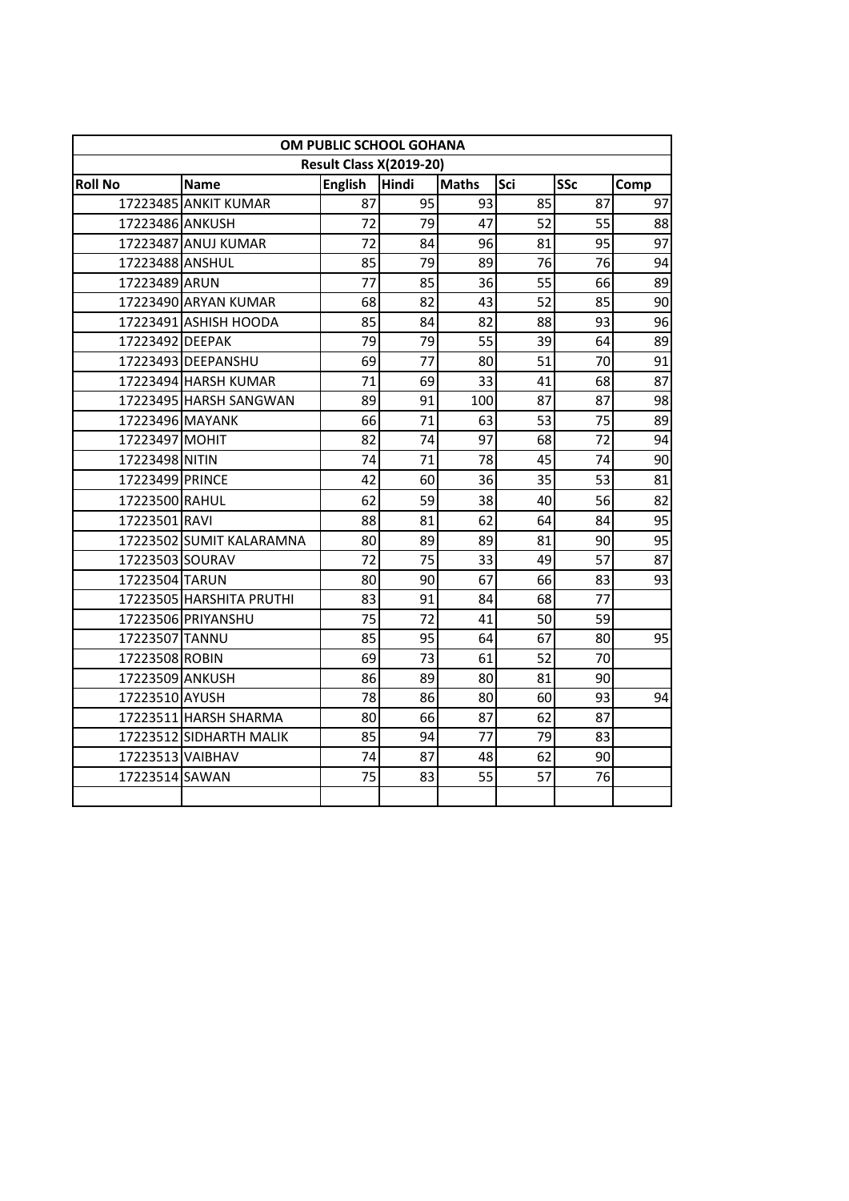| OM PUBLIC SCHOOL GOHANA | | | | | | | |
|---|---|---|---|---|---|---|---|
| Result Class X(2019-20) | | | | | | | |
| **Roll No** | **Name** | **English** | **Hindi** | **Maths** | **Sci** | **SSc** | **Comp** |
| 17223485 | ANKIT KUMAR | 87 | 95 | 93 | 85 | 87 | 97 |
| 17223486 | ANKUSH | 72 | 79 | 47 | 52 | 55 | 88 |
| 17223487 | ANUJ KUMAR | 72 | 84 | 96 | 81 | 95 | 97 |
| 17223488 | ANSHUL | 85 | 79 | 89 | 76 | 76 | 94 |
| 17223489 | ARUN | 77 | 85 | 36 | 55 | 66 | 89 |
| 17223490 | ARYAN KUMAR | 68 | 82 | 43 | 52 | 85 | 90 |
| 17223491 | ASHISH HOODA | 85 | 84 | 82 | 88 | 93 | 96 |
| 17223492 | DEEPAK | 79 | 79 | 55 | 39 | 64 | 89 |
| 17223493 | DEEPANSHU | 69 | 77 | 80 | 51 | 70 | 91 |
| 17223494 | HARSH KUMAR | 71 | 69 | 33 | 41 | 68 | 87 |
| 17223495 | HARSH SANGWAN | 89 | 91 | 100 | 87 | 87 | 98 |
| 17223496 | MAYANK | 66 | 71 | 63 | 53 | 75 | 89 |
| 17223497 | MOHIT | 82 | 74 | 97 | 68 | 72 | 94 |
| 17223498 | NITIN | 74 | 71 | 78 | 45 | 74 | 90 |
| 17223499 | PRINCE | 42 | 60 | 36 | 35 | 53 | 81 |
| 17223500 | RAHUL | 62 | 59 | 38 | 40 | 56 | 82 |
| 17223501 | RAVI | 88 | 81 | 62 | 64 | 84 | 95 |
| 17223502 | SUMIT KALARAMNA | 80 | 89 | 89 | 81 | 90 | 95 |
| 17223503 | SOURAV | 72 | 75 | 33 | 49 | 57 | 87 |
| 17223504 | TARUN | 80 | 90 | 67 | 66 | 83 | 93 |
| 17223505 | HARSHITA PRUTHI | 83 | 91 | 84 | 68 | 77 | |
| 17223506 | PRIYANSHU | 75 | 72 | 41 | 50 | 59 | |
| 17223507 | TANNU | 85 | 95 | 64 | 67 | 80 | 95 |
| 17223508 | ROBIN | 69 | 73 | 61 | 52 | 70 | |
| 17223509 | ANKUSH | 86 | 89 | 80 | 81 | 90 | |
| 17223510 | AYUSH | 78 | 86 | 80 | 60 | 93 | 94 |
| 17223511 | HARSH SHARMA | 80 | 66 | 87 | 62 | 87 | |
| 17223512 | SIDHARTH MALIK | 85 | 94 | 77 | 79 | 83 | |
| 17223513 | VAIBHAV | 74 | 87 | 48 | 62 | 90 | |
| 17223514 | SAWAN | 75 | 83 | 55 | 57 | 76 | |
| | | | | | | | |